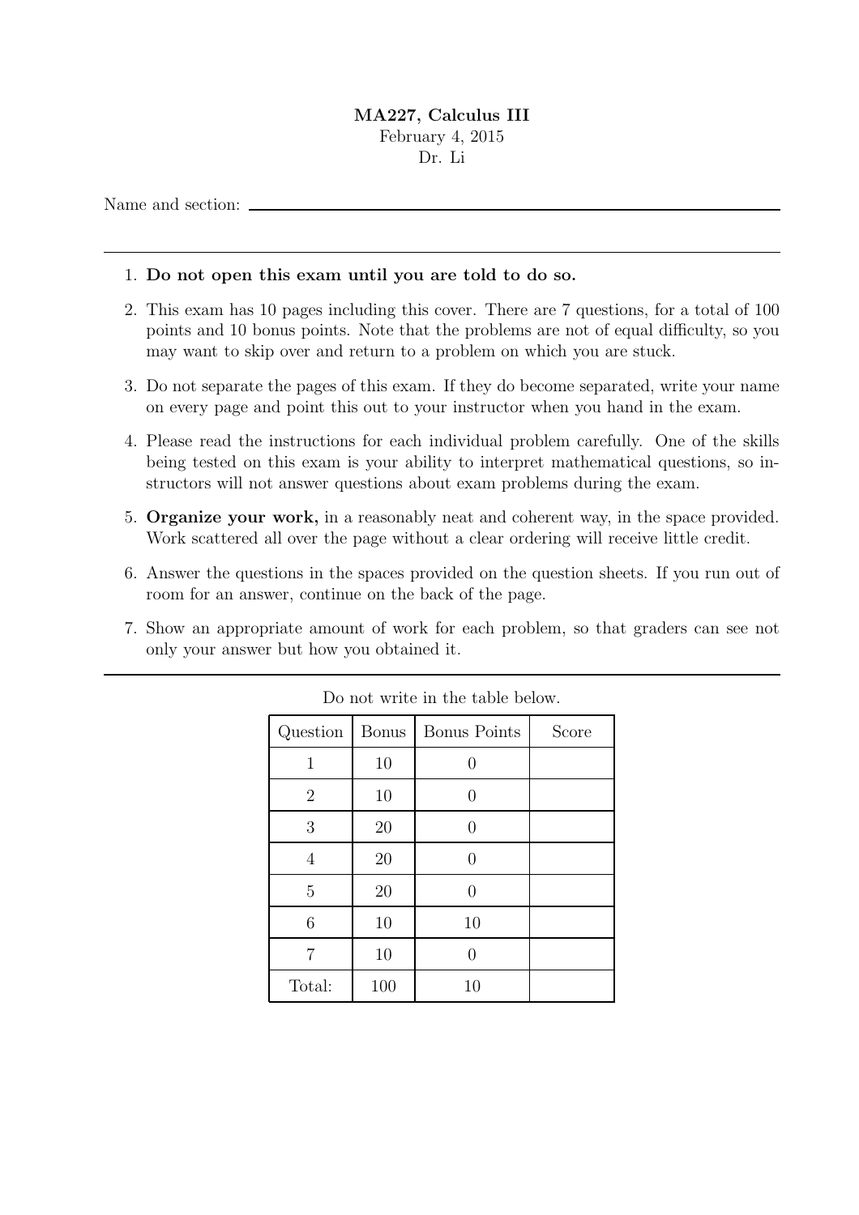**MA227, Calculus III**
February 4, 2015
Dr. Li

Name and section: ____________________________________________

---

1. **Do not open this exam until you are told to do so.**
2. This exam has 10 pages including this cover. There are 7 questions, for a total of 100 points and 10 bonus points. Note that the problems are not of equal difficulty, so you may want to skip over and return to a problem on which you are stuck.
3. Do not separate the pages of this exam. If they do become separated, write your name on every page and point this out to your instructor when you hand in the exam.
4. Please read the instructions for each individual problem carefully. One of the skills being tested on this exam is your ability to interpret mathematical questions, so instructors will not answer questions about exam problems during the exam.
5. **Organize your work,** in a reasonably neat and coherent way, in the space provided. Work scattered all over the page without a clear ordering will receive little credit.
6. Answer the questions in the spaces provided on the question sheets. If you run out of room for an answer, continue on the back of the page.
7. Show an appropriate amount of work for each problem, so that graders can see not only your answer but how you obtained it.

---

Do not write in the table below.

| Question | Bonus | Bonus Points | Score |
|---|---|---|---|
| 1 | 10 | 0 | |
| 2 | 10 | 0 | |
| 3 | 20 | 0 | |
| 4 | 20 | 0 | |
| 5 | 20 | 0 | |
| 6 | 10 | 10 | |
| 7 | 10 | 0 | |
| Total: | 100 | 10 | |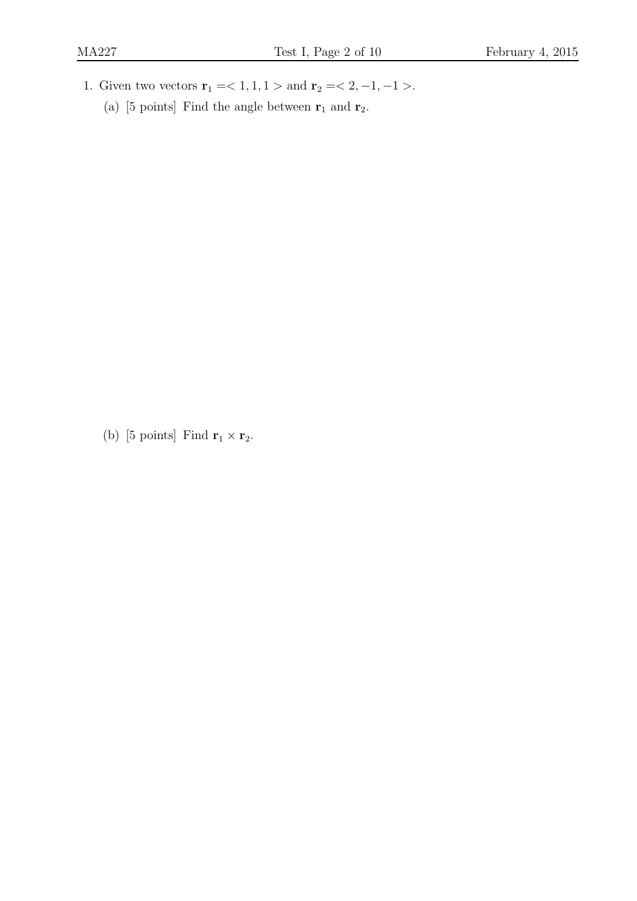1. Given two vectors $\mathbf{r}_1 =< 1, 1, 1 >$ and $\mathbf{r}_2 =< 2, -1, -1 >$.

   (a) [5 points] Find the angle between $\mathbf{r}_1$ and $\mathbf{r}_2$.

   (b) [5 points] Find $\mathbf{r}_1 \times \mathbf{r}_2$.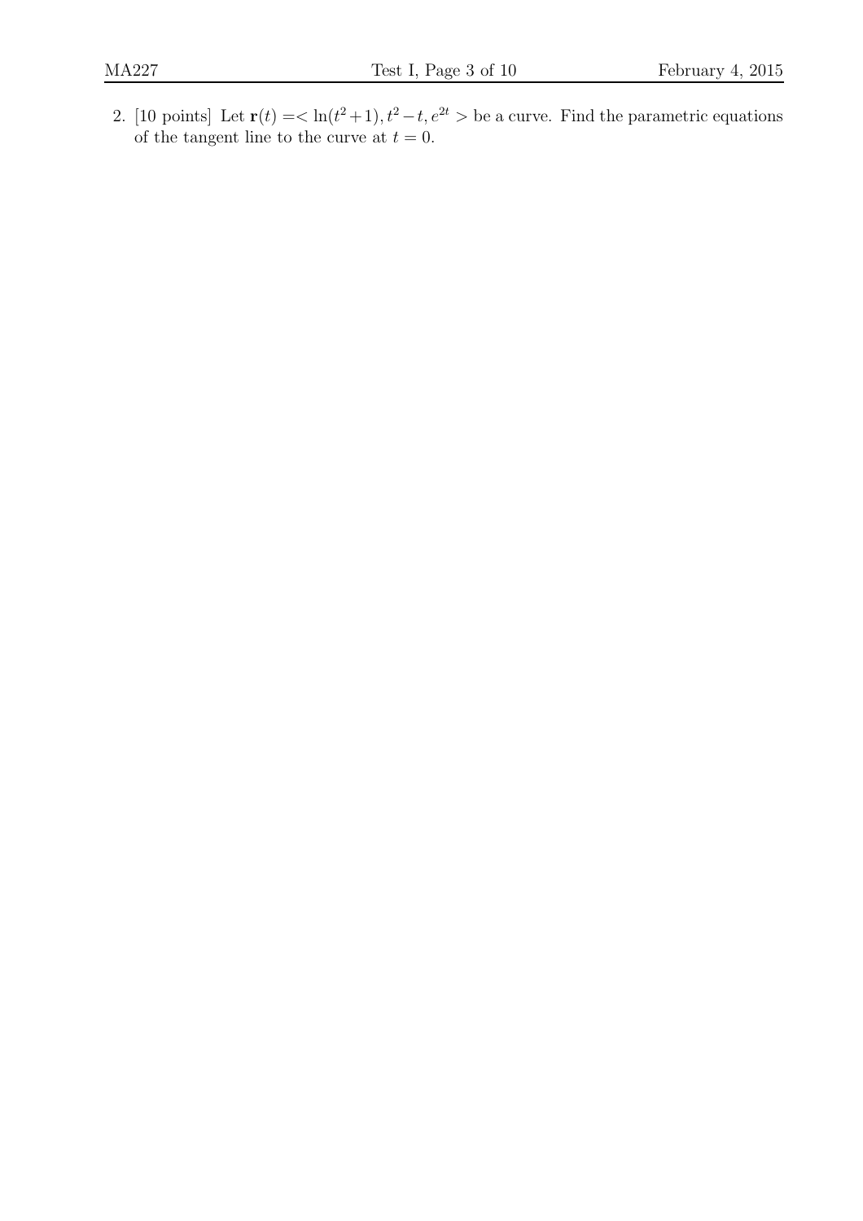2. [10 points] Let $\mathbf{r}(t) = < \ln(t^2+1), t^2 - t, e^{2t} >$ be a curve. Find the parametric equations of the tangent line to the curve at $t = 0$.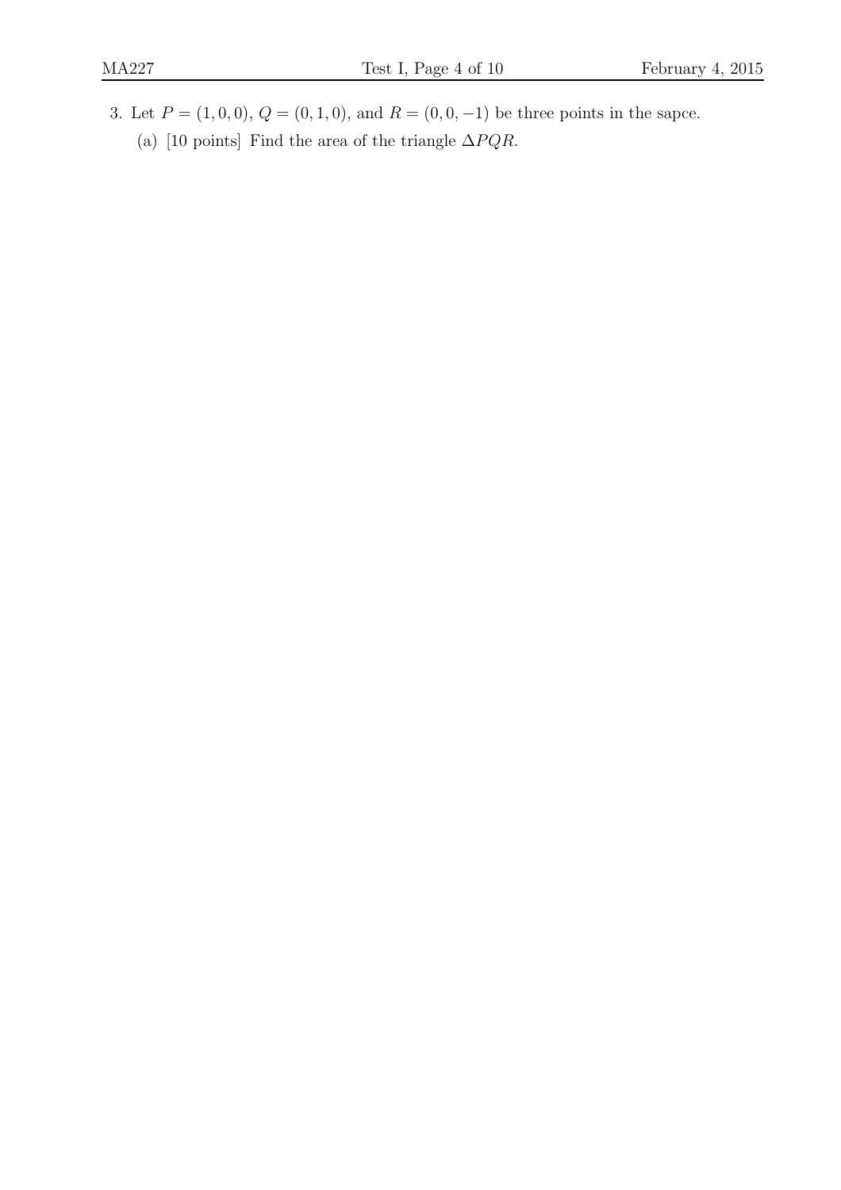3. Let $P = (1, 0, 0)$, $Q = (0, 1, 0)$, and $R = (0, 0, -1)$ be three points in the sapce.

   (a) [10 points] Find the area of the triangle $\Delta PQR$.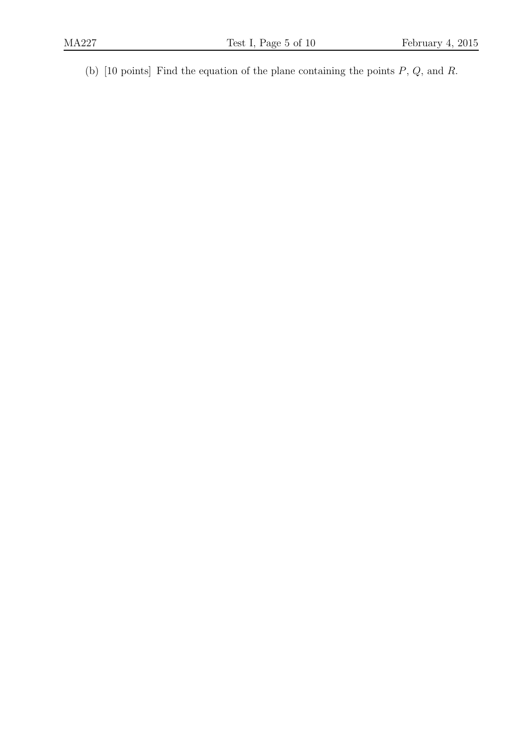(b) [10 points] Find the equation of the plane containing the points $P$, $Q$, and $R$.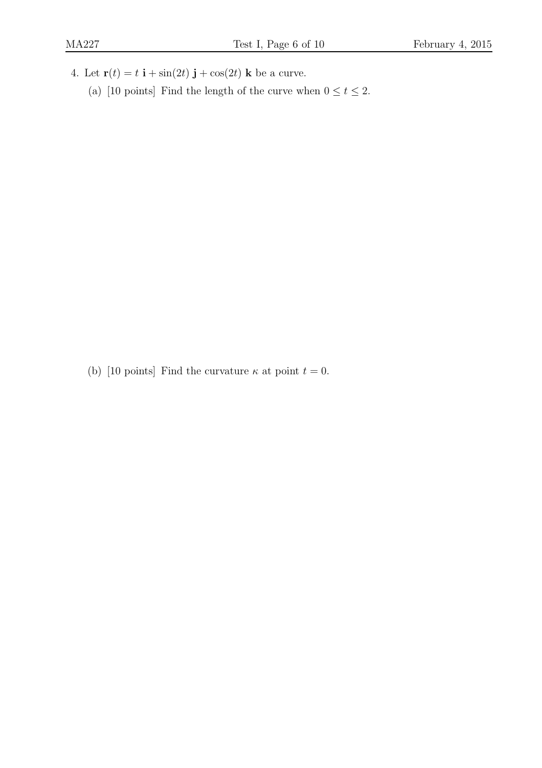4. Let $\mathbf{r}(t) = t\ \mathbf{i} + \sin(2t)\ \mathbf{j} + \cos(2t)\ \mathbf{k}$ be a curve.

   (a) [10 points] Find the length of the curve when $0 \leq t \leq 2$.

   (b) [10 points] Find the curvature $\kappa$ at point $t = 0$.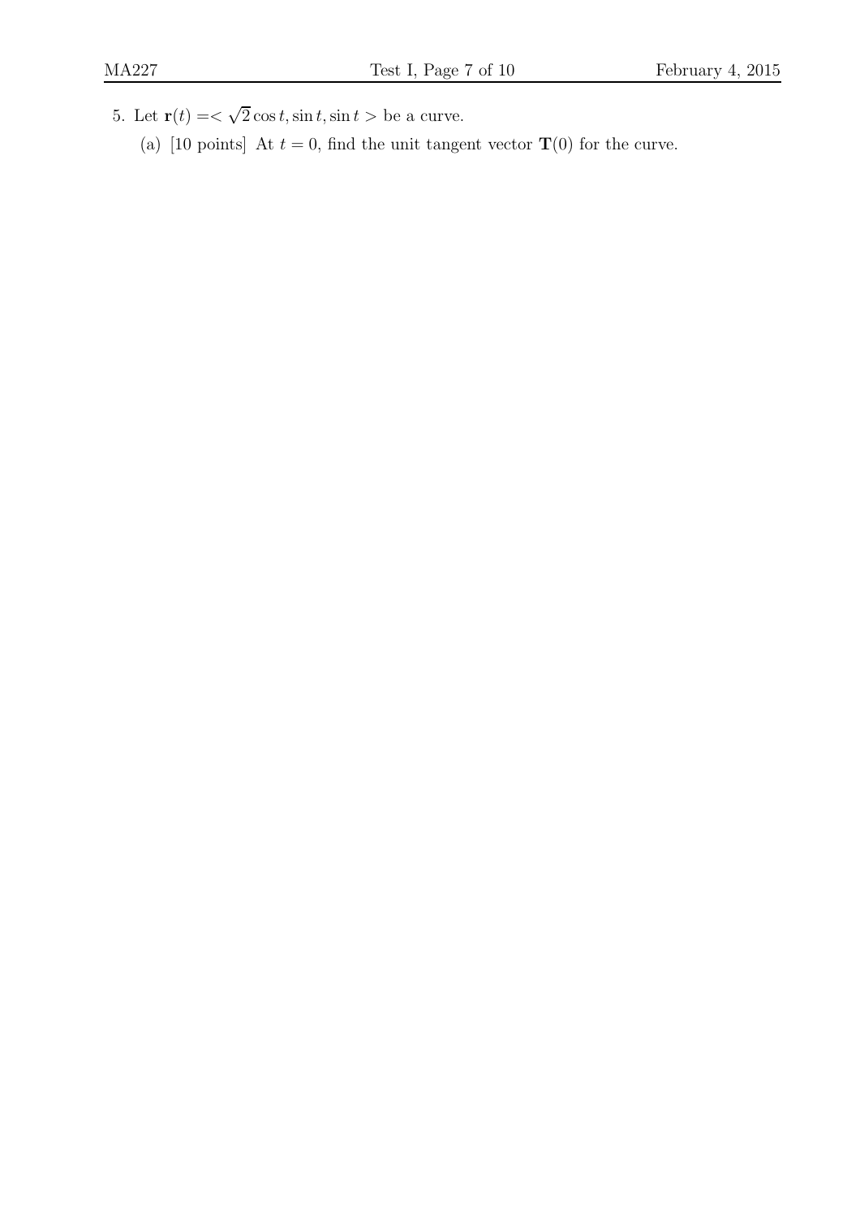5. Let $\mathbf{r}(t) =< \sqrt{2}\cos t, \sin t, \sin t >$ be a curve.

   (a) [10 points] At $t = 0$, find the unit tangent vector $\mathbf{T}(0)$ for the curve.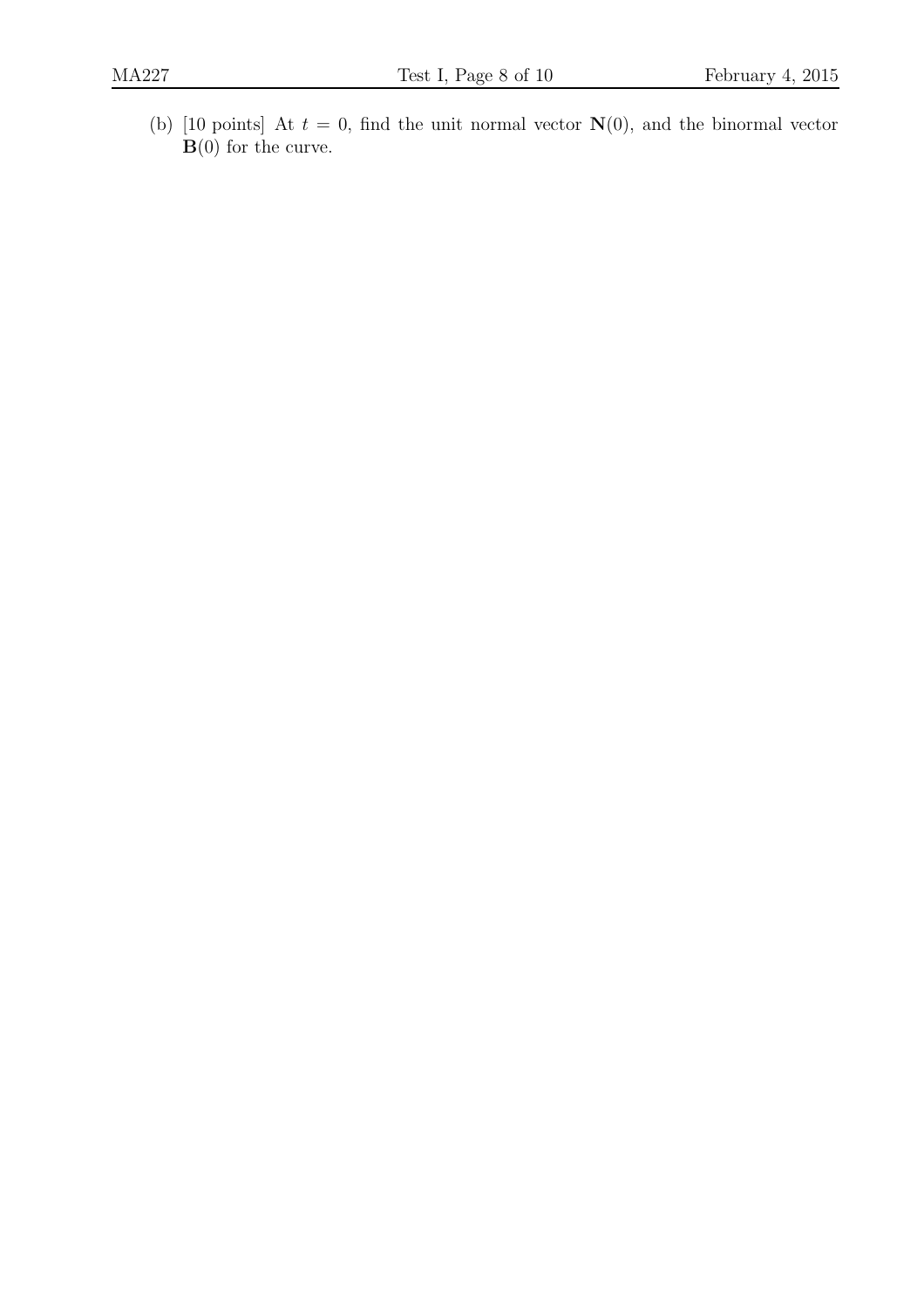(b) [10 points] At $t = 0$, find the unit normal vector $\mathbf{N}(0)$, and the binormal vector $\mathbf{B}(0)$ for the curve.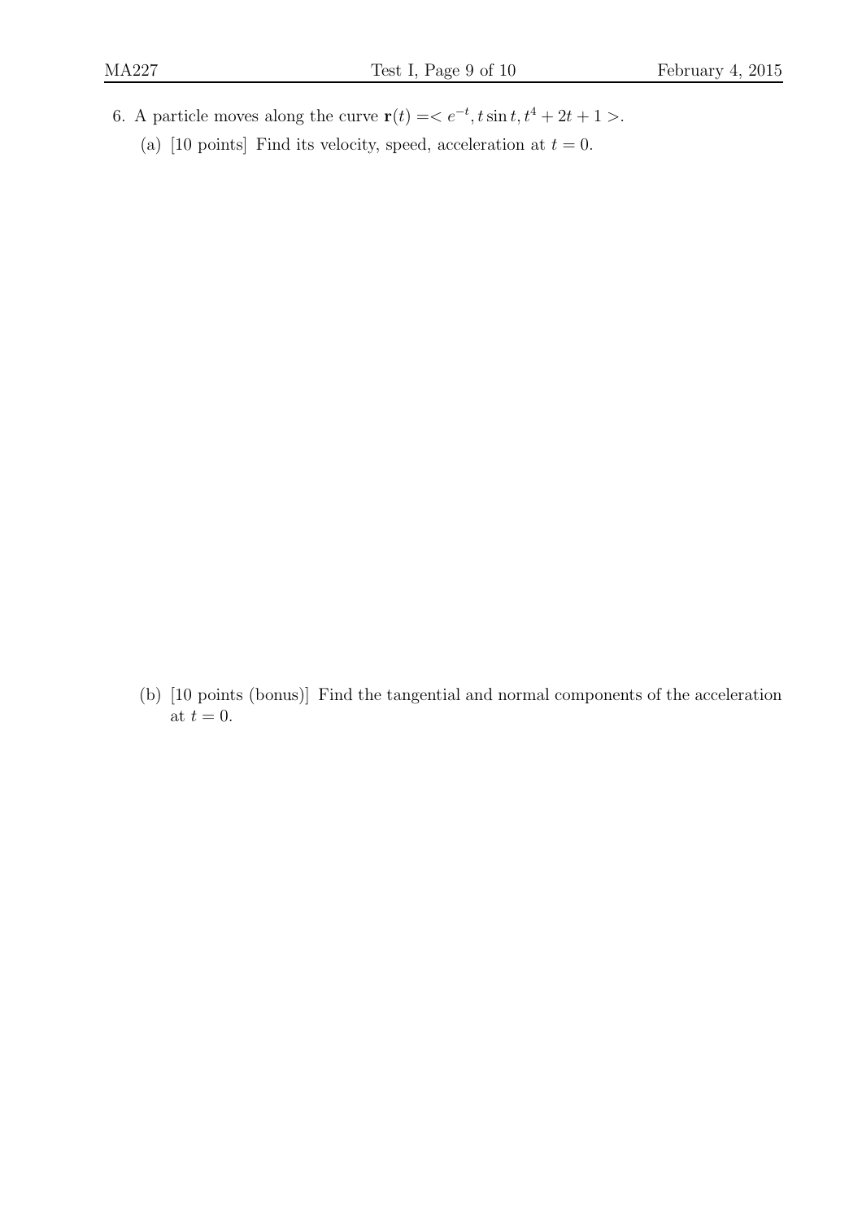6. A particle moves along the curve $\mathbf{r}(t) = < e^{-t}, t\sin t, t^4 + 2t + 1 >$.

   (a) [10 points] Find its velocity, speed, acceleration at $t = 0$.

   (b) [10 points (bonus)] Find the tangential and normal components of the acceleration at $t = 0$.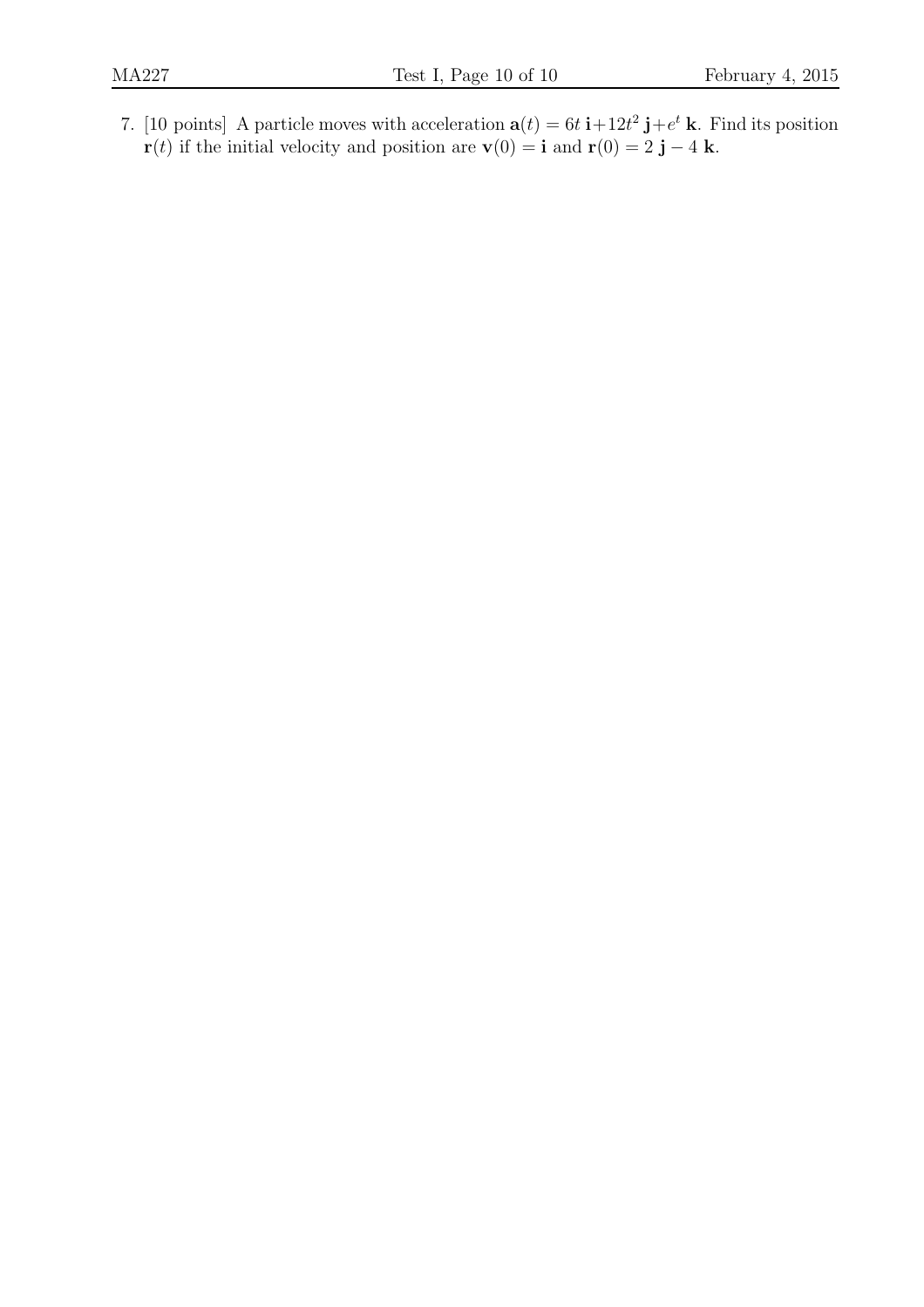7. [10 points] A particle moves with acceleration $\mathbf{a}(t) = 6t\,\mathbf{i} + 12t^2\,\mathbf{j} + e^t\,\mathbf{k}$. Find its position $\mathbf{r}(t)$ if the initial velocity and position are $\mathbf{v}(0) = \mathbf{i}$ and $\mathbf{r}(0) = 2\,\mathbf{j} - 4\,\mathbf{k}$.